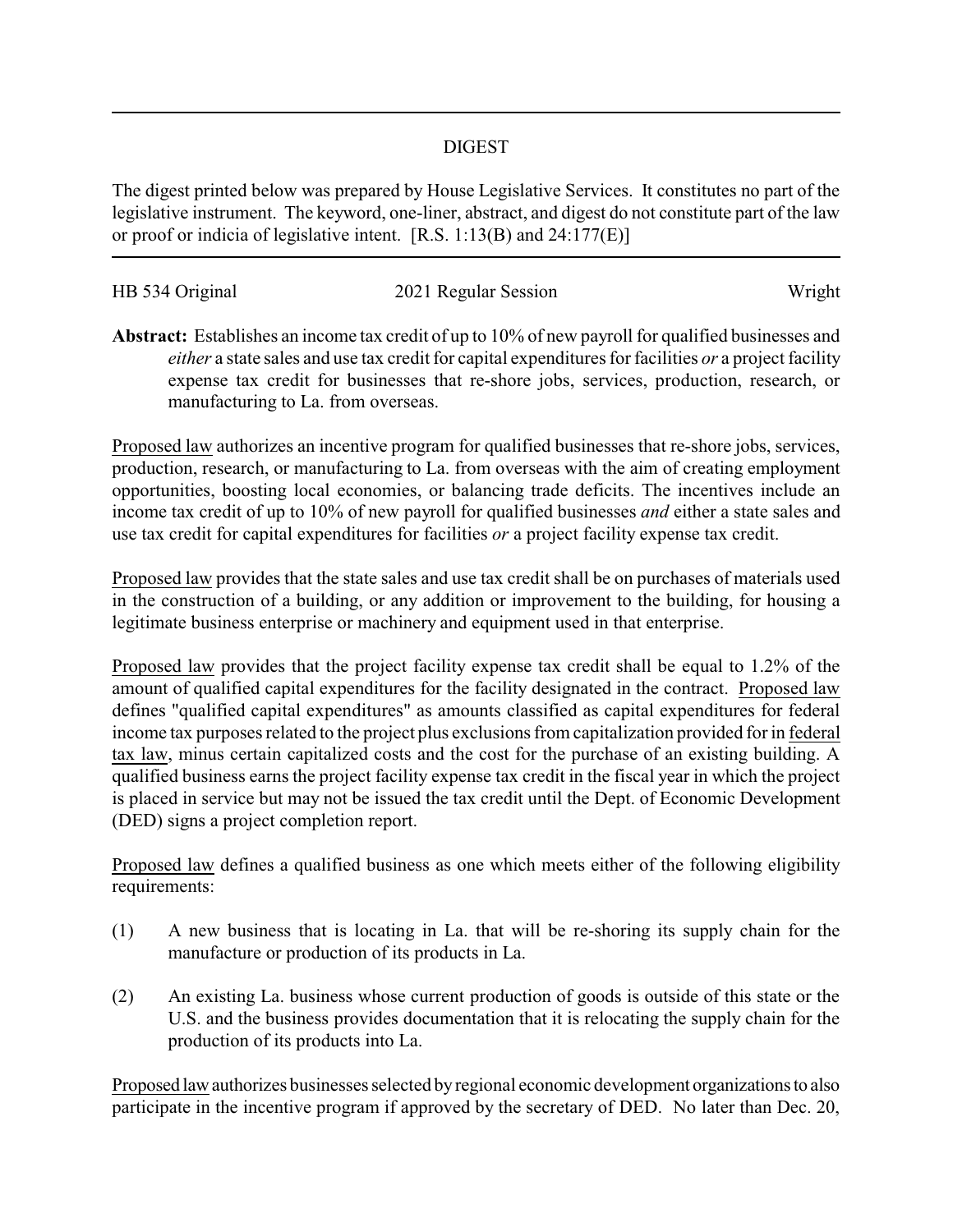# DIGEST

The digest printed below was prepared by House Legislative Services. It constitutes no part of the legislative instrument. The keyword, one-liner, abstract, and digest do not constitute part of the law or proof or indicia of legislative intent. [R.S. 1:13(B) and 24:177(E)]

HB 534 Original — 2021 Regular Session — Wright

**Abstract:** Establishes an income tax credit of up to 10% of new payroll for qualified businesses and *either* a state sales and use tax credit for capital expenditures for facilities *or* a project facility expense tax credit for businesses that re-shore jobs, services, production, research, or manufacturing to La. from overseas.

Proposed law authorizes an incentive program for qualified businesses that re-shore jobs, services, production, research, or manufacturing to La. from overseas with the aim of creating employment opportunities, boosting local economies, or balancing trade deficits. The incentives include an income tax credit of up to 10% of new payroll for qualified businesses *and* either a state sales and use tax credit for capital expenditures for facilities *or* a project facility expense tax credit.

Proposed law provides that the state sales and use tax credit shall be on purchases of materials used in the construction of a building, or any addition or improvement to the building, for housing a legitimate business enterprise or machinery and equipment used in that enterprise.

Proposed law provides that the project facility expense tax credit shall be equal to 1.2% of the amount of qualified capital expenditures for the facility designated in the contract. Proposed law defines "qualified capital expenditures" as amounts classified as capital expenditures for federal income tax purposes related to the project plus exclusions from capitalization provided for in federal tax law, minus certain capitalized costs and the cost for the purchase of an existing building. A qualified business earns the project facility expense tax credit in the fiscal year in which the project is placed in service but may not be issued the tax credit until the Dept. of Economic Development (DED) signs a project completion report.

Proposed law defines a qualified business as one which meets either of the following eligibility requirements:

(1) A new business that is locating in La. that will be re-shoring its supply chain for the manufacture or production of its products in La.

(2) An existing La. business whose current production of goods is outside of this state or the U.S. and the business provides documentation that it is relocating the supply chain for the production of its products into La.

Proposed law authorizes businesses selected by regional economic development organizations to also participate in the incentive program if approved by the secretary of DED. No later than Dec. 20,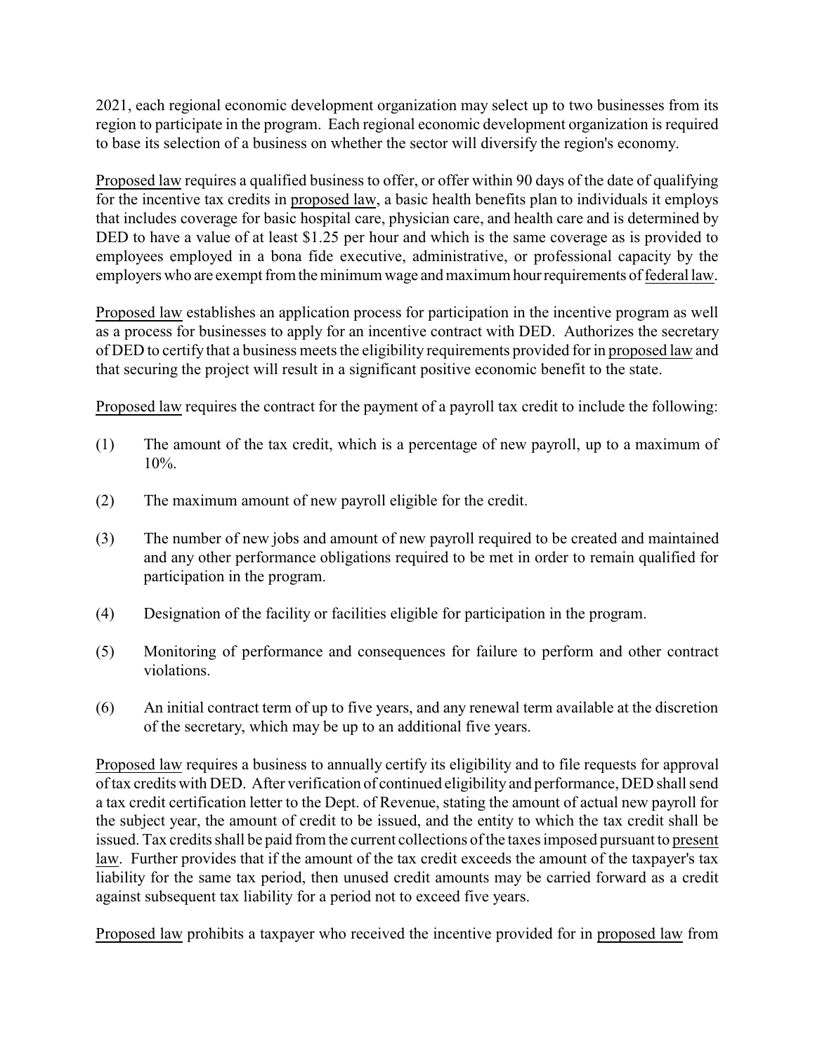2021, each regional economic development organization may select up to two businesses from its region to participate in the program. Each regional economic development organization is required to base its selection of a business on whether the sector will diversify the region's economy.

Proposed law requires a qualified business to offer, or offer within 90 days of the date of qualifying for the incentive tax credits in proposed law, a basic health benefits plan to individuals it employs that includes coverage for basic hospital care, physician care, and health care and is determined by DED to have a value of at least $1.25 per hour and which is the same coverage as is provided to employees employed in a bona fide executive, administrative, or professional capacity by the employers who are exempt from the minimum wage and maximum hour requirements of federal law.

Proposed law establishes an application process for participation in the incentive program as well as a process for businesses to apply for an incentive contract with DED. Authorizes the secretary of DED to certify that a business meets the eligibility requirements provided for in proposed law and that securing the project will result in a significant positive economic benefit to the state.

Proposed law requires the contract for the payment of a payroll tax credit to include the following:

(1) The amount of the tax credit, which is a percentage of new payroll, up to a maximum of 10%.

(2) The maximum amount of new payroll eligible for the credit.

(3) The number of new jobs and amount of new payroll required to be created and maintained and any other performance obligations required to be met in order to remain qualified for participation in the program.

(4) Designation of the facility or facilities eligible for participation in the program.

(5) Monitoring of performance and consequences for failure to perform and other contract violations.

(6) An initial contract term of up to five years, and any renewal term available at the discretion of the secretary, which may be up to an additional five years.

Proposed law requires a business to annually certify its eligibility and to file requests for approval of tax credits with DED. After verification of continued eligibility and performance, DED shall send a tax credit certification letter to the Dept. of Revenue, stating the amount of actual new payroll for the subject year, the amount of credit to be issued, and the entity to which the tax credit shall be issued. Tax credits shall be paid from the current collections of the taxes imposed pursuant to present law. Further provides that if the amount of the tax credit exceeds the amount of the taxpayer's tax liability for the same tax period, then unused credit amounts may be carried forward as a credit against subsequent tax liability for a period not to exceed five years.

Proposed law prohibits a taxpayer who received the incentive provided for in proposed law from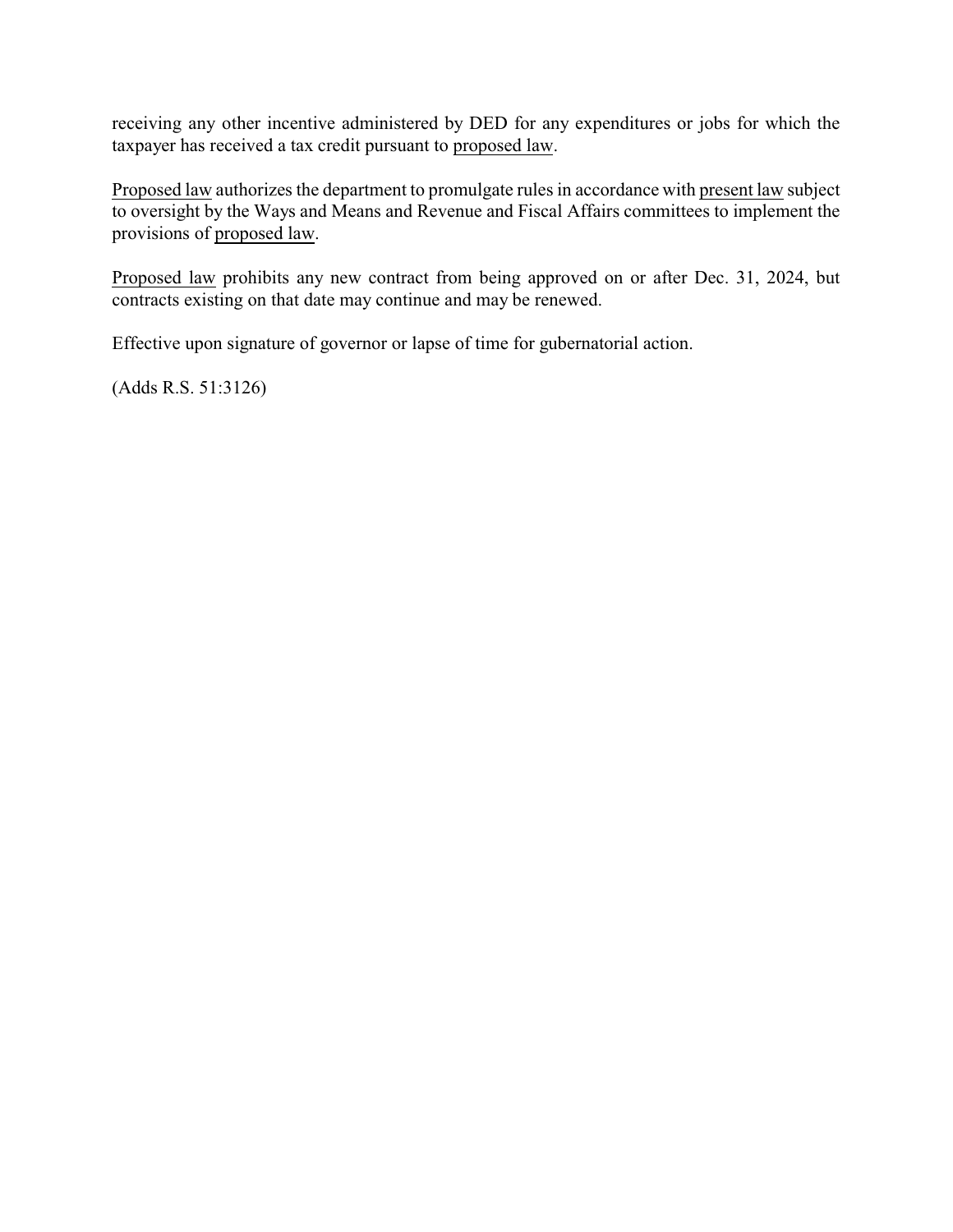receiving any other incentive administered by DED for any expenditures or jobs for which the taxpayer has received a tax credit pursuant to proposed law.

Proposed law authorizes the department to promulgate rules in accordance with present law subject to oversight by the Ways and Means and Revenue and Fiscal Affairs committees to implement the provisions of proposed law.

Proposed law prohibits any new contract from being approved on or after Dec. 31, 2024, but contracts existing on that date may continue and may be renewed.

Effective upon signature of governor or lapse of time for gubernatorial action.

(Adds R.S. 51:3126)